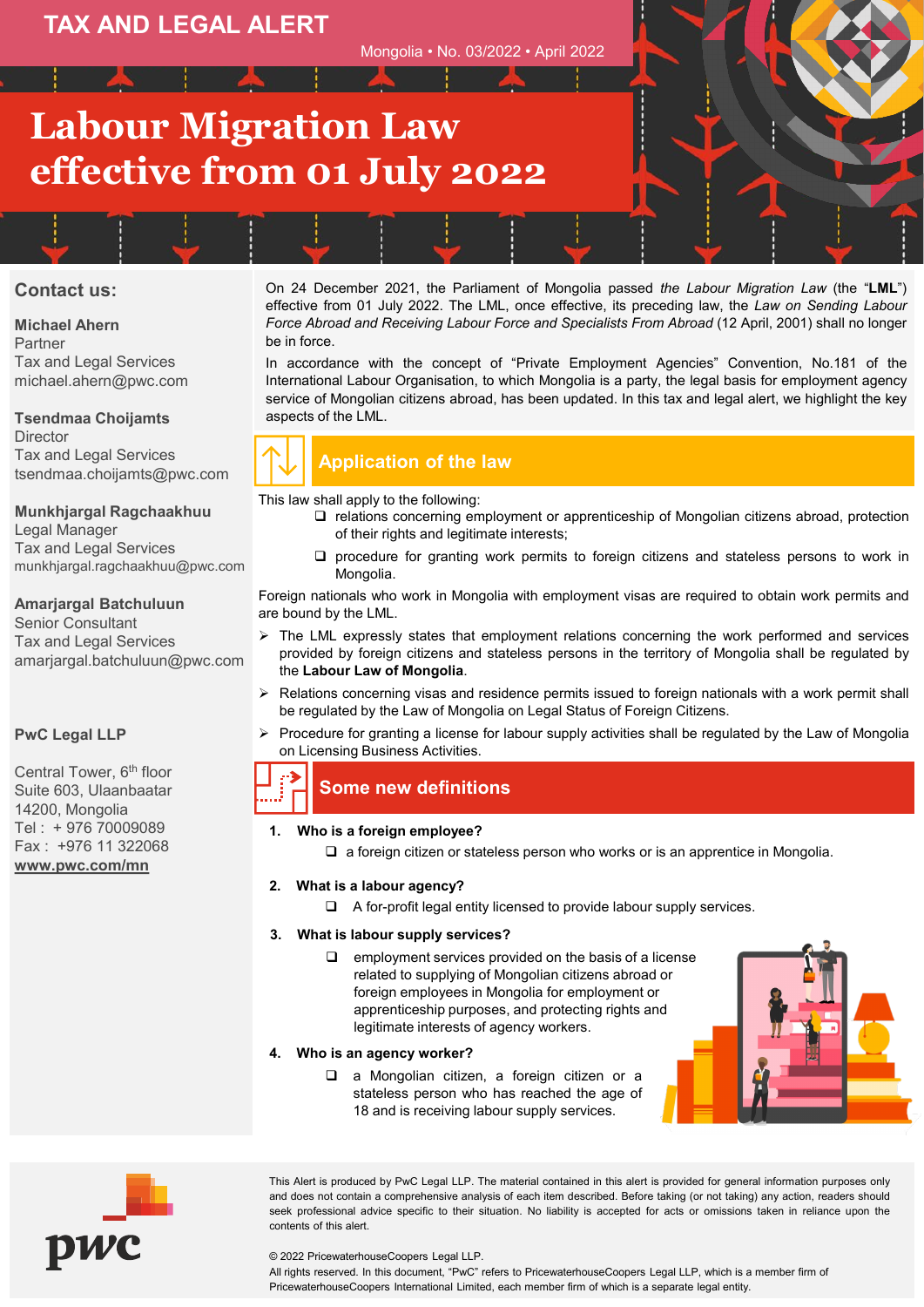# TAX AND LEGAL ALERT

Mongolia • No. 03/2022 • April 2022

# Labour Migration Law effective from 01 July 2022

On 24 December 2021, the Parliament of Mongolia passed *the Labour Migration Law* (the "**LML**") effective from 01 July 2022. The LML, once effective, its preceding law, the *Law on Sending Labour Force Abroad and Receiving Labour Force and Specialists From Abroad* (12 April, 2001) shall no longer be in force.

In accordance with the concept of "Private Employment Agencies" Convention, No.181 of the International Labour Organisation, to which Mongolia is a party, the legal basis for employment agency service of Mongolian citizens abroad, has been updated. In this tax and legal alert, we highlight the key aspects of the LML.

## Application of the law

This law shall apply to the following:

- relations concerning employment or apprenticeship of Mongolian citizens abroad, protection of their rights and legitimate interests;
- procedure for granting work permits to foreign citizens and stateless persons to work in Mongolia.

Foreign nationals who work in Mongolia with employment visas are required to obtain work permits and are bound by the LML.

- The LML expressly states that employment relations concerning the work performed and services provided by foreign citizens and stateless persons in the territory of Mongolia shall be regulated by the **Labour Law of Mongolia**.
- Relations concerning visas and residence permits issued to foreign nationals with a work permit shall be regulated by the Law of Mongolia on Legal Status of Foreign Citizens.
- Procedure for granting a license for labour supply activities shall be regulated by the Law of Mongolia on Licensing Business Activities.

## Some new definitions

1. **Who is a foreign employee?**
   - a foreign citizen or stateless person who works or is an apprentice in Mongolia.
2. **What is a labour agency?**
   - A for-profit legal entity licensed to provide labour supply services.
3. **What is labour supply services?**
   - employment services provided on the basis of a license related to supplying of Mongolian citizens abroad or foreign employees in Mongolia for employment or apprenticeship purposes, and protecting rights and legitimate interests of agency workers.
4. **Who is an agency worker?**
   - a Mongolian citizen, a foreign citizen or a stateless person who has reached the age of 18 and is receiving labour supply services.

## Contact us:

**Michael Ahern**
Partner
Tax and Legal Services
michael.ahern@pwc.com

**Tsendmaa Choijamts**
Director
Tax and Legal Services
tsendmaa.choijamts@pwc.com

**Munkhjargal Ragchaakhuu**
Legal Manager
Tax and Legal Services
munkhjargal.ragchaakhuu@pwc.com

**Amarjargal Batchuluun**
Senior Consultant
Tax and Legal Services
amarjargal.batchuluun@pwc.com

**PwC Legal LLP**

Central Tower, 6th floor
Suite 603, Ulaanbaatar
14200, Mongolia
Tel : + 976 70009089
Fax : +976 11 322068
**www.pwc.com/mn**

This Alert is produced by PwC Legal LLP. The material contained in this alert is provided for general information purposes only and does not contain a comprehensive analysis of each item described. Before taking (or not taking) any action, readers should seek professional advice specific to their situation. No liability is accepted for acts or omissions taken in reliance upon the contents of this alert.

© 2022 PricewaterhouseCoopers Legal LLP.
All rights reserved. In this document, "PwC" refers to PricewaterhouseCoopers Legal LLP, which is a member firm of PricewaterhouseCoopers International Limited, each member firm of which is a separate legal entity.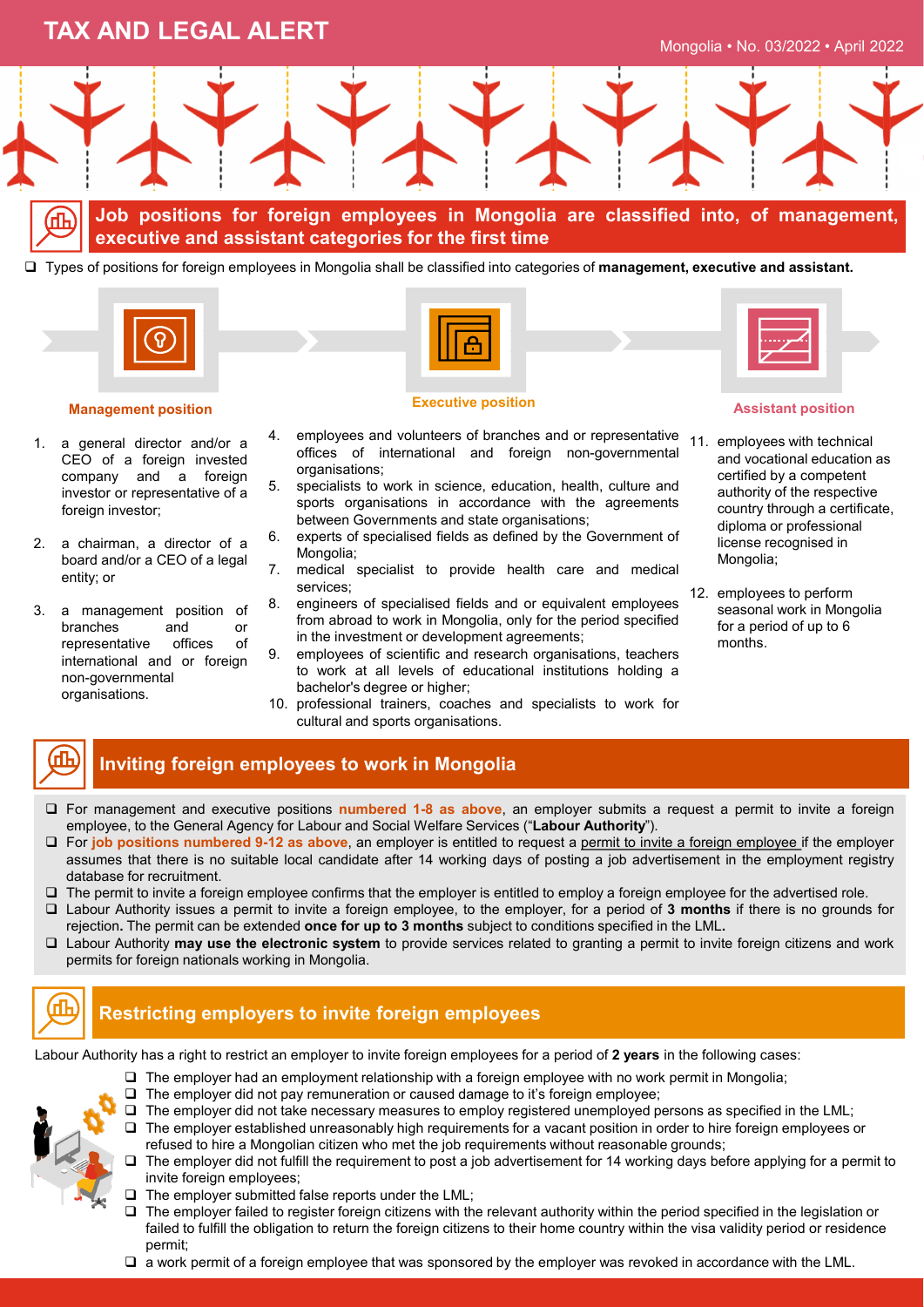# TAX AND LEGAL ALERT

## Job positions for foreign employees in Mongolia are classified into, of management, executive and assistant categories for the first time

- Types of positions for foreign employees in Mongolia shall be classified into categories of **management, executive and assistant.**

**Management position**

1. a general director and/or a CEO of a foreign invested company and a foreign investor or representative of a foreign investor;
2. a chairman, a director of a board and/or a CEO of a legal entity; or
3. a management position of branches and or representative offices of international and or foreign non-governmental organisations.

**Executive position**

4. employees and volunteers of branches and or representative offices of international and foreign non-governmental organisations;
5. specialists to work in science, education, health, culture and sports organisations in accordance with the agreements between Governments and state organisations;
6. experts of specialised fields as defined by the Government of Mongolia;
7. medical specialist to provide health care and medical services;
8. engineers of specialised fields and or equivalent employees from abroad to work in Mongolia, only for the period specified in the investment or development agreements;
9. employees of scientific and research organisations, teachers to work at all levels of educational institutions holding a bachelor's degree or higher;
10. professional trainers, coaches and specialists to work for cultural and sports organisations.

**Assistant position**

11. employees with technical and vocational education as certified by a competent authority of the respective country through a certificate, diploma or professional license recognised in Mongolia;
12. employees to perform seasonal work in Mongolia for a period of up to 6 months.

## Inviting foreign employees to work in Mongolia

- For management and executive positions **numbered 1-8 as above**, an employer submits a request a permit to invite a foreign employee, to the General Agency for Labour and Social Welfare Services ("**Labour Authority**").
- For **job positions numbered 9-12 as above**, an employer is entitled to request a permit to invite a foreign employee if the employer assumes that there is no suitable local candidate after 14 working days of posting a job advertisement in the employment registry database for recruitment.
- The permit to invite a foreign employee confirms that the employer is entitled to employ a foreign employee for the advertised role.
- Labour Authority issues a permit to invite a foreign employee, to the employer, for a period of **3 months** if there is no grounds for rejection**.** The permit can be extended **once for up to 3 months** subject to conditions specified in the LML**.**
- Labour Authority **may use the electronic system** to provide services related to granting a permit to invite foreign citizens and work permits for foreign nationals working in Mongolia.

## Restricting employers to invite foreign employees

Labour Authority has a right to restrict an employer to invite foreign employees for a period of **2 years** in the following cases:

- The employer had an employment relationship with a foreign employee with no work permit in Mongolia;
- The employer did not pay remuneration or caused damage to it's foreign employee;
- The employer did not take necessary measures to employ registered unemployed persons as specified in the LML;
- The employer established unreasonably high requirements for a vacant position in order to hire foreign employees or refused to hire a Mongolian citizen who met the job requirements without reasonable grounds;
- The employer did not fulfill the requirement to post a job advertisement for 14 working days before applying for a permit to invite foreign employees;
- The employer submitted false reports under the LML;
- The employer failed to register foreign citizens with the relevant authority within the period specified in the legislation or failed to fulfill the obligation to return the foreign citizens to their home country within the visa validity period or residence permit;
- a work permit of a foreign employee that was sponsored by the employer was revoked in accordance with the LML.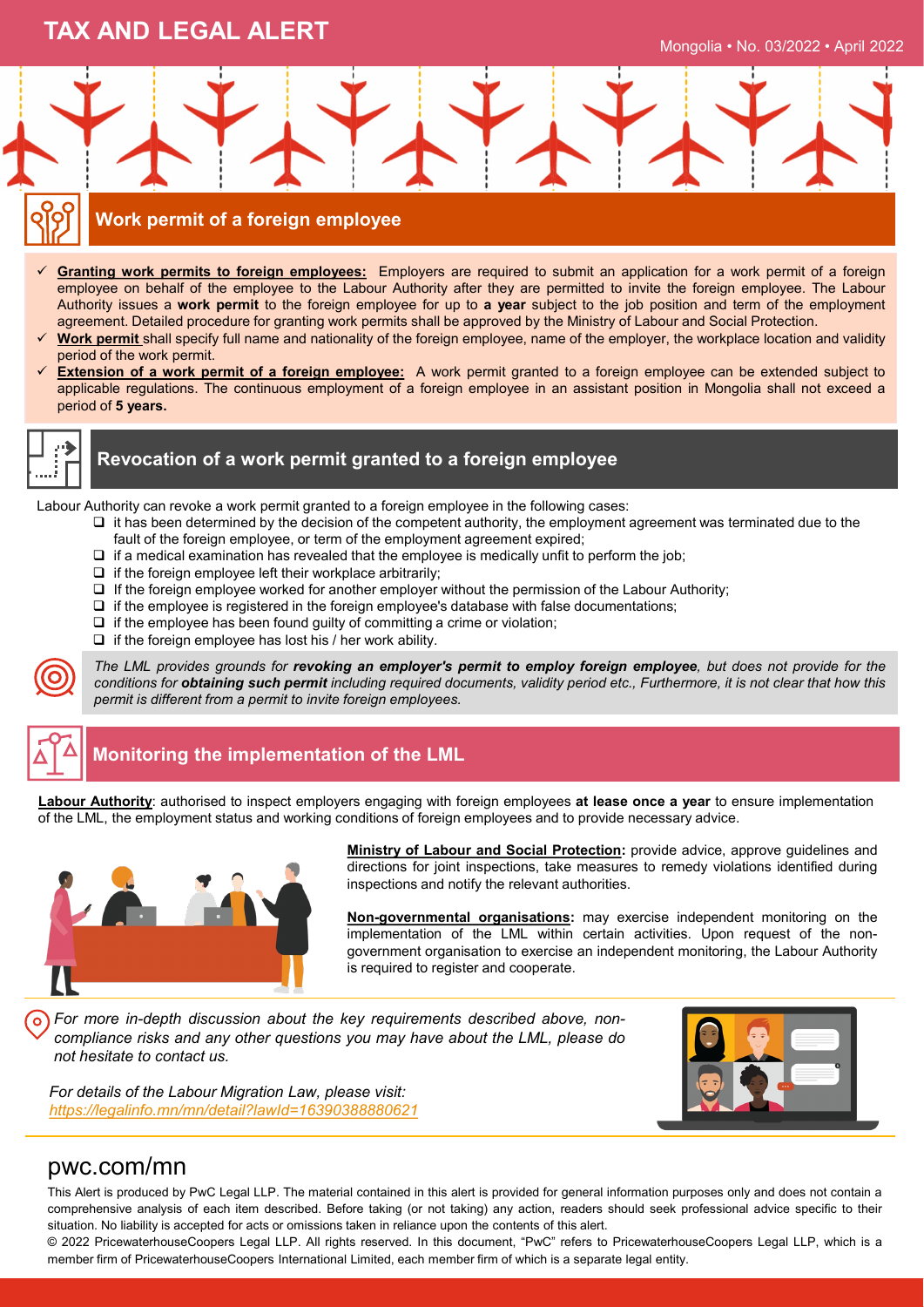# TAX AND LEGAL ALERT

Mongolia • No. 03/2022 • April 2022

## Work permit of a foreign employee

- **Granting work permits to foreign employees:** Employers are required to submit an application for a work permit of a foreign employee on behalf of the employee to the Labour Authority after they are permitted to invite the foreign employee. The Labour Authority issues a **work permit** to the foreign employee for up to **a year** subject to the job position and term of the employment agreement. Detailed procedure for granting work permits shall be approved by the Ministry of Labour and Social Protection.
- **Work permit** shall specify full name and nationality of the foreign employee, name of the employer, the workplace location and validity period of the work permit.
- **Extension of a work permit of a foreign employee:** A work permit granted to a foreign employee can be extended subject to applicable regulations. The continuous employment of a foreign employee in an assistant position in Mongolia shall not exceed a period of **5 years.**

## Revocation of a work permit granted to a foreign employee

Labour Authority can revoke a work permit granted to a foreign employee in the following cases:

- it has been determined by the decision of the competent authority, the employment agreement was terminated due to the fault of the foreign employee, or term of the employment agreement expired;
- if a medical examination has revealed that the employee is medically unfit to perform the job;
- if the foreign employee left their workplace arbitrarily;
- If the foreign employee worked for another employer without the permission of the Labour Authority;
- if the employee is registered in the foreign employee's database with false documentations;
- if the employee has been found guilty of committing a crime or violation;
- if the foreign employee has lost his / her work ability.

*The LML provides grounds for **revoking an employer's permit to employ foreign employee**, but does not provide for the conditions for **obtaining such permit** including required documents, validity period etc., Furthermore, it is not clear that how this permit is different from a permit to invite foreign employees.*

## Monitoring the implementation of the LML

**Labour Authority**: authorised to inspect employers engaging with foreign employees **at lease once a year** to ensure implementation of the LML, the employment status and working conditions of foreign employees and to provide necessary advice.

**Ministry of Labour and Social Protection:** provide advice, approve guidelines and directions for joint inspections, take measures to remedy violations identified during inspections and notify the relevant authorities.

**Non-governmental organisations:** may exercise independent monitoring on the implementation of the LML within certain activities. Upon request of the non-government organisation to exercise an independent monitoring, the Labour Authority is required to register and cooperate.

*For more in-depth discussion about the key requirements described above, non-compliance risks and any other questions you may have about the LML, please do not hesitate to contact us.*

*For details of the Labour Migration Law, please visit:* *https://legalinfo.mn/mn/detail?lawId=16390388880621*

pwc.com/mn

This Alert is produced by PwC Legal LLP. The material contained in this alert is provided for general information purposes only and does not contain a comprehensive analysis of each item described. Before taking (or not taking) any action, readers should seek professional advice specific to their situation. No liability is accepted for acts or omissions taken in reliance upon the contents of this alert.

© 2022 PricewaterhouseCoopers Legal LLP. All rights reserved. In this document, "PwC" refers to PricewaterhouseCoopers Legal LLP, which is a member firm of PricewaterhouseCoopers International Limited, each member firm of which is a separate legal entity.